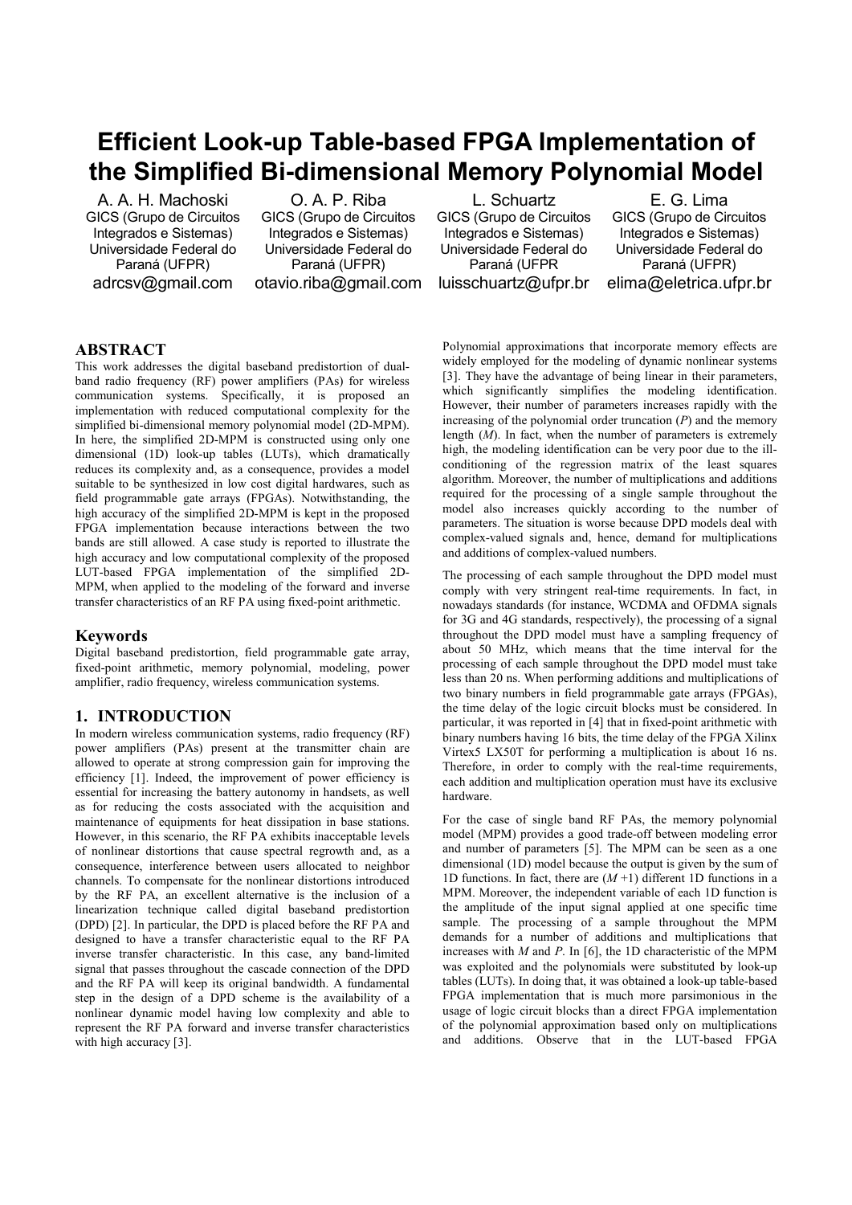# Efficient Look-up Table-based FPGA Implementation of the Simplified Bi-dimensional Memory Polynomial Model

A. A. H. Machoski
GICS (Grupo de Circuitos Integrados e Sistemas)
Universidade Federal do Paraná (UFPR)
adrcsv@gmail.com

O. A. P. Riba
GICS (Grupo de Circuitos Integrados e Sistemas)
Universidade Federal do Paraná (UFPR)
otavio.riba@gmail.com

L. Schuartz
GICS (Grupo de Circuitos Integrados e Sistemas)
Universidade Federal do Paraná (UFPR
luisschuartz@ufpr.br

E. G. Lima
GICS (Grupo de Circuitos Integrados e Sistemas)
Universidade Federal do Paraná (UFPR)
elima@eletrica.ufpr.br

## ABSTRACT

This work addresses the digital baseband predistortion of dual-band radio frequency (RF) power amplifiers (PAs) for wireless communication systems. Specifically, it is proposed an implementation with reduced computational complexity for the simplified bi-dimensional memory polynomial model (2D-MPM). In here, the simplified 2D-MPM is constructed using only one dimensional (1D) look-up tables (LUTs), which dramatically reduces its complexity and, as a consequence, provides a model suitable to be synthesized in low cost digital hardwares, such as field programmable gate arrays (FPGAs). Notwithstanding, the high accuracy of the simplified 2D-MPM is kept in the proposed FPGA implementation because interactions between the two bands are still allowed. A case study is reported to illustrate the high accuracy and low computational complexity of the proposed LUT-based FPGA implementation of the simplified 2D-MPM, when applied to the modeling of the forward and inverse transfer characteristics of an RF PA using fixed-point arithmetic.

## Keywords

Digital baseband predistortion, field programmable gate array, fixed-point arithmetic, memory polynomial, modeling, power amplifier, radio frequency, wireless communication systems.

## 1. INTRODUCTION

In modern wireless communication systems, radio frequency (RF) power amplifiers (PAs) present at the transmitter chain are allowed to operate at strong compression gain for improving the efficiency [1]. Indeed, the improvement of power efficiency is essential for increasing the battery autonomy in handsets, as well as for reducing the costs associated with the acquisition and maintenance of equipments for heat dissipation in base stations. However, in this scenario, the RF PA exhibits inacceptable levels of nonlinear distortions that cause spectral regrowth and, as a consequence, interference between users allocated to neighbor channels. To compensate for the nonlinear distortions introduced by the RF PA, an excellent alternative is the inclusion of a linearization technique called digital baseband predistortion (DPD) [2]. In particular, the DPD is placed before the RF PA and designed to have a transfer characteristic equal to the RF PA inverse transfer characteristic. In this case, any band-limited signal that passes throughout the cascade connection of the DPD and the RF PA will keep its original bandwidth. A fundamental step in the design of a DPD scheme is the availability of a nonlinear dynamic model having low complexity and able to represent the RF PA forward and inverse transfer characteristics with high accuracy [3].

Polynomial approximations that incorporate memory effects are widely employed for the modeling of dynamic nonlinear systems [3]. They have the advantage of being linear in their parameters, which significantly simplifies the modeling identification. However, their number of parameters increases rapidly with the increasing of the polynomial order truncation ($P$) and the memory length ($M$). In fact, when the number of parameters is extremely high, the modeling identification can be very poor due to the ill-conditioning of the regression matrix of the least squares algorithm. Moreover, the number of multiplications and additions required for the processing of a single sample throughout the model also increases quickly according to the number of parameters. The situation is worse because DPD models deal with complex-valued signals and, hence, demand for multiplications and additions of complex-valued numbers.

The processing of each sample throughout the DPD model must comply with very stringent real-time requirements. In fact, in nowadays standards (for instance, WCDMA and OFDMA signals for 3G and 4G standards, respectively), the processing of a signal throughout the DPD model must have a sampling frequency of about 50 MHz, which means that the time interval for the processing of each sample throughout the DPD model must take less than 20 ns. When performing additions and multiplications of two binary numbers in field programmable gate arrays (FPGAs), the time delay of the logic circuit blocks must be considered. In particular, it was reported in [4] that in fixed-point arithmetic with binary numbers having 16 bits, the time delay of the FPGA Xilinx Virtex5 LX50T for performing a multiplication is about 16 ns. Therefore, in order to comply with the real-time requirements, each addition and multiplication operation must have its exclusive hardware.

For the case of single band RF PAs, the memory polynomial model (MPM) provides a good trade-off between modeling error and number of parameters [5]. The MPM can be seen as a one dimensional (1D) model because the output is given by the sum of 1D functions. In fact, there are ($M$ +1) different 1D functions in a MPM. Moreover, the independent variable of each 1D function is the amplitude of the input signal applied at one specific time sample. The processing of a sample throughout the MPM demands for a number of additions and multiplications that increases with $M$ and $P$. In [6], the 1D characteristic of the MPM was exploited and the polynomials were substituted by look-up tables (LUTs). In doing that, it was obtained a look-up table-based FPGA implementation that is much more parsimonious in the usage of logic circuit blocks than a direct FPGA implementation of the polynomial approximation based only on multiplications and additions. Observe that in the LUT-based FPGA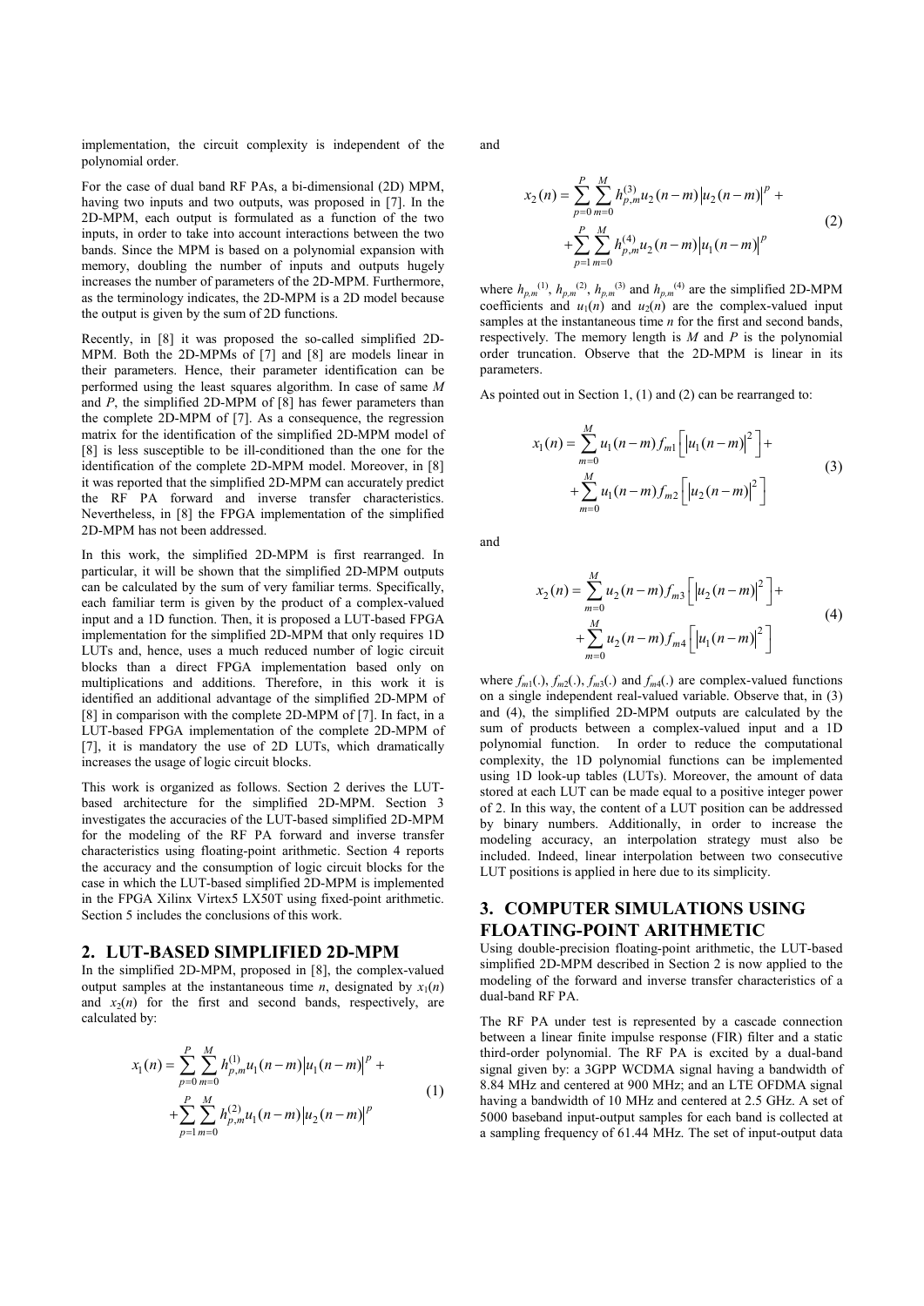implementation, the circuit complexity is independent of the polynomial order.

For the case of dual band RF PAs, a bi-dimensional (2D) MPM, having two inputs and two outputs, was proposed in [7]. In the 2D-MPM, each output is formulated as a function of the two inputs, in order to take into account interactions between the two bands. Since the MPM is based on a polynomial expansion with memory, doubling the number of inputs and outputs hugely increases the number of parameters of the 2D-MPM. Furthermore, as the terminology indicates, the 2D-MPM is a 2D model because the output is given by the sum of 2D functions.

Recently, in [8] it was proposed the so-called simplified 2D-MPM. Both the 2D-MPMs of [7] and [8] are models linear in their parameters. Hence, their parameter identification can be performed using the least squares algorithm. In case of $M$ and $P$, the simplified 2D-MPM of [8] has fewer parameters than the complete 2D-MPM of [7]. As a consequence, the regression matrix for the identification of the simplified 2D-MPM model of [8] is less susceptible to be ill-conditioned than the one for the identification of the complete 2D-MPM model. Moreover, in [8] it was reported that the simplified 2D-MPM can accurately predict the RF PA forward and inverse transfer characteristics. Nevertheless, in [8] the FPGA implementation of the simplified 2D-MPM has not been addressed.

In this work, the simplified 2D-MPM is first rearranged. In particular, it will be shown that the simplified 2D-MPM outputs can be calculated by the sum of very familiar terms. Specifically, each familiar term is given by the product of a complex-valued input and a 1D function. Then, it is proposed a LUT-based FPGA implementation for the simplified 2D-MPM that only requires 1D LUTs and, hence, uses a much reduced number of logic circuit blocks than a direct FPGA implementation based only on multiplications and additions. Therefore, in this work it is identified an additional advantage of the simplified 2D-MPM of [8] in comparison with the complete 2D-MPM of [7]. In fact, in a LUT-based FPGA implementation of the complete 2D-MPM of [7], it is mandatory the use of 2D LUTs, which dramatically increases the usage of logic circuit blocks.

This work is organized as follows. Section 2 derives the LUT-based architecture for the simplified 2D-MPM. Section 3 investigates the accuracies of the LUT-based simplified 2D-MPM for the modeling of the RF PA forward and inverse transfer characteristics using floating-point arithmetic. Section 4 reports the accuracy and the consumption of logic circuit blocks for the case in which the LUT-based simplified 2D-MPM is implemented in the FPGA Xilinx Virtex5 LX50T using fixed-point arithmetic. Section 5 includes the conclusions of this work.

## 2. LUT-BASED SIMPLIFIED 2D-MPM

In the simplified 2D-MPM, proposed in [8], the complex-valued output samples at the instantaneous time $n$, designated by $x_1(n)$ and $x_2(n)$ for the first and second bands, respectively, are calculated by:

$$x_1(n) = \sum_{p=0}^{P}\sum_{m=0}^{M} h_{p,m}^{(1)} u_1(n-m)\left|u_1(n-m)\right|^p + \sum_{p=1}^{P}\sum_{m=0}^{M} h_{p,m}^{(2)} u_1(n-m)\left|u_2(n-m)\right|^p \tag{1}$$

and

$$x_2(n) = \sum_{p=0}^{P}\sum_{m=0}^{M} h_{p,m}^{(3)} u_2(n-m)\left|u_2(n-m)\right|^p + \sum_{p=1}^{P}\sum_{m=0}^{M} h_{p,m}^{(4)} u_2(n-m)\left|u_1(n-m)\right|^p \tag{2}$$

where $h_{p,m}^{(1)}$, $h_{p,m}^{(2)}$, $h_{p,m}^{(3)}$ and $h_{p,m}^{(4)}$ are the simplified 2D-MPM coefficients and $u_1(n)$ and $u_2(n)$ are the complex-valued input samples at the instantaneous time $n$ for the first and second bands, respectively. The memory length is $M$ and $P$ is the polynomial order truncation. Observe that the 2D-MPM is linear in its parameters.

As pointed out in Section 1, (1) and (2) can be rearranged to:

$$x_1(n) = \sum_{m=0}^{M} u_1(n-m) f_{m1}\left[\left|u_1(n-m)\right|^2\right] + \sum_{m=0}^{M} u_1(n-m) f_{m2}\left[\left|u_2(n-m)\right|^2\right] \tag{3}$$

and

$$x_2(n) = \sum_{m=0}^{M} u_2(n-m) f_{m3}\left[\left|u_2(n-m)\right|^2\right] + \sum_{m=0}^{M} u_2(n-m) f_{m4}\left[\left|u_1(n-m)\right|^2\right] \tag{4}$$

where $f_{m1}(.)$, $f_{m2}(.)$, $f_{m3}(.)$ and $f_{m4}(.)$ are complex-valued functions on a single independent real-valued variable. Observe that, in (3) and (4), the simplified 2D-MPM outputs are calculated by the sum of products between a complex-valued input and a 1D polynomial function. In order to reduce the computational complexity, the 1D polynomial functions can be implemented using 1D look-up tables (LUTs). Moreover, the amount of data stored at each LUT can be made equal to a positive integer power of 2. In this way, the content of a LUT position can be addressed by binary numbers. Additionally, in order to increase the modeling accuracy, an interpolation strategy must also be included. Indeed, linear interpolation between two consecutive LUT positions is applied in here due to its simplicity.

## 3. COMPUTER SIMULATIONS USING FLOATING-POINT ARITHMETIC

Using double-precision floating-point arithmetic, the LUT-based simplified 2D-MPM described in Section 2 is now applied to the modeling of the forward and inverse transfer characteristics of a dual-band RF PA.

The RF PA under test is represented by a cascade connection between a linear finite impulse response (FIR) filter and a static third-order polynomial. The RF PA is excited by a dual-band signal given by: a 3GPP WCDMA signal having a bandwidth of 8.84 MHz and centered at 900 MHz; and an LTE OFDMA signal having a bandwidth of 10 MHz and centered at 2.5 GHz. A set of 5000 baseband input-output samples for each band is collected at a sampling frequency of 61.44 MHz. The set of input-output data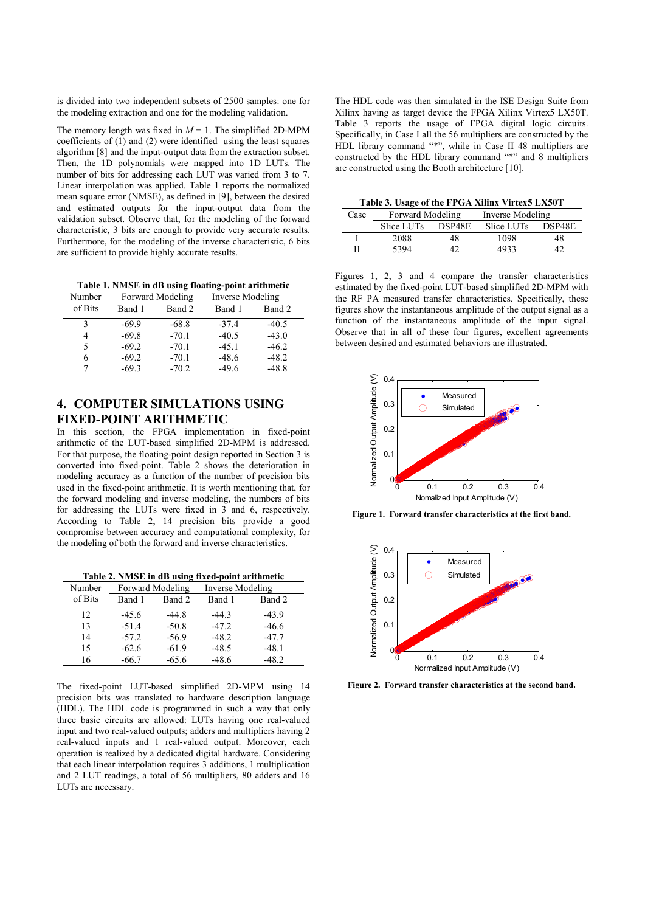is divided into two independent subsets of 2500 samples: one for the modeling extraction and one for the modeling validation.

The memory length was fixed in $M = 1$. The simplified 2D-MPM coefficients of (1) and (2) were identified using the least squares algorithm [8] and the input-output data from the extraction subset. Then, the 1D polynomials were mapped into 1D LUTs. The number of bits for addressing each LUT was varied from 3 to 7. Linear interpolation was applied. Table 1 reports the normalized mean square error (NMSE), as defined in [9], between the desired and estimated outputs for the input-output data from the validation subset. Observe that, for the modeling of the forward characteristic, 3 bits are enough to provide very accurate results. Furthermore, for the modeling of the inverse characteristic, 6 bits are sufficient to provide highly accurate results.

**Table 1. NMSE in dB using floating-point arithmetic**

| Number of Bits | Forward Modeling | | Inverse Modeling | |
|---|---|---|---|---|
| | Band 1 | Band 2 | Band 1 | Band 2 |
| 3 | -69.9 | -68.8 | -37.4 | -40.5 |
| 4 | -69.8 | -70.1 | -40.5 | -43.0 |
| 5 | -69.2 | -70.1 | -45.1 | -46.2 |
| 6 | -69.2 | -70.1 | -48.6 | -48.2 |
| 7 | -69.3 | -70.2 | -49.6 | -48.8 |

## 4. COMPUTER SIMULATIONS USING FIXED-POINT ARITHMETIC

In this section, the FPGA implementation in fixed-point arithmetic of the LUT-based simplified 2D-MPM is addressed. For that purpose, the floating-point design reported in Section 3 is converted into fixed-point. Table 2 shows the deterioration in modeling accuracy as a function of the number of precision bits used in the fixed-point arithmetic. It is worth mentioning that, for the forward modeling and inverse modeling, the numbers of bits for addressing the LUTs were fixed in 3 and 6, respectively. According to Table 2, 14 precision bits provide a good compromise between accuracy and computational complexity, for the modeling of both the forward and inverse characteristics.

**Table 2. NMSE in dB using fixed-point arithmetic**

| Number of Bits | Forward Modeling | | Inverse Modeling | |
|---|---|---|---|---|
| | Band 1 | Band 2 | Band 1 | Band 2 |
| 12 | -45.6 | -44.8 | -44.3 | -43.9 |
| 13 | -51.4 | -50.8 | -47.2 | -46.6 |
| 14 | -57.2 | -56.9 | -48.2 | -47.7 |
| 15 | -62.6 | -61.9 | -48.5 | -48.1 |
| 16 | -66.7 | -65.6 | -48.6 | -48.2 |

The fixed-point LUT-based simplified 2D-MPM using 14 precision bits was translated to hardware description language (HDL). The HDL code is programmed in such a way that only three basic circuits are allowed: LUTs having one real-valued input and two real-valued outputs; adders and multipliers having 2 real-valued inputs and 1 real-valued output. Moreover, each operation is realized by a dedicated digital hardware. Considering that each linear interpolation requires 3 additions, 1 multiplication and 2 LUT readings, a total of 56 multipliers, 80 adders and 16 LUTs are necessary.

The HDL code was then simulated in the ISE Design Suite from Xilinx having as target device the FPGA Xilinx Virtex5 LX50T. Table 3 reports the usage of FPGA digital logic circuits. Specifically, in Case I all the 56 multipliers are constructed by the HDL library command "*", while in Case II 48 multipliers are constructed by the HDL library command "*" and 8 multipliers are constructed using the Booth architecture [10].

**Table 3. Usage of the FPGA Xilinx Virtex5 LX50T**

| Case | Forward Modeling | | Inverse Modeling | |
|---|---|---|---|---|
| | Slice LUTs | DSP48E | Slice LUTs | DSP48E |
| I | 2088 | 48 | 1098 | 48 |
| II | 5394 | 42 | 4933 | 42 |

Figures 1, 2, 3 and 4 compare the transfer characteristics estimated by the fixed-point LUT-based simplified 2D-MPM with the RF PA measured transfer characteristics. Specifically, these figures show the instantaneous amplitude of the output signal as a function of the instantaneous amplitude of the input signal. Observe that in all of these four figures, excellent agreements between desired and estimated behaviors are illustrated.

**Figure 1. Forward transfer characteristics at the first band.**

**Figure 2. Forward transfer characteristics at the second band.**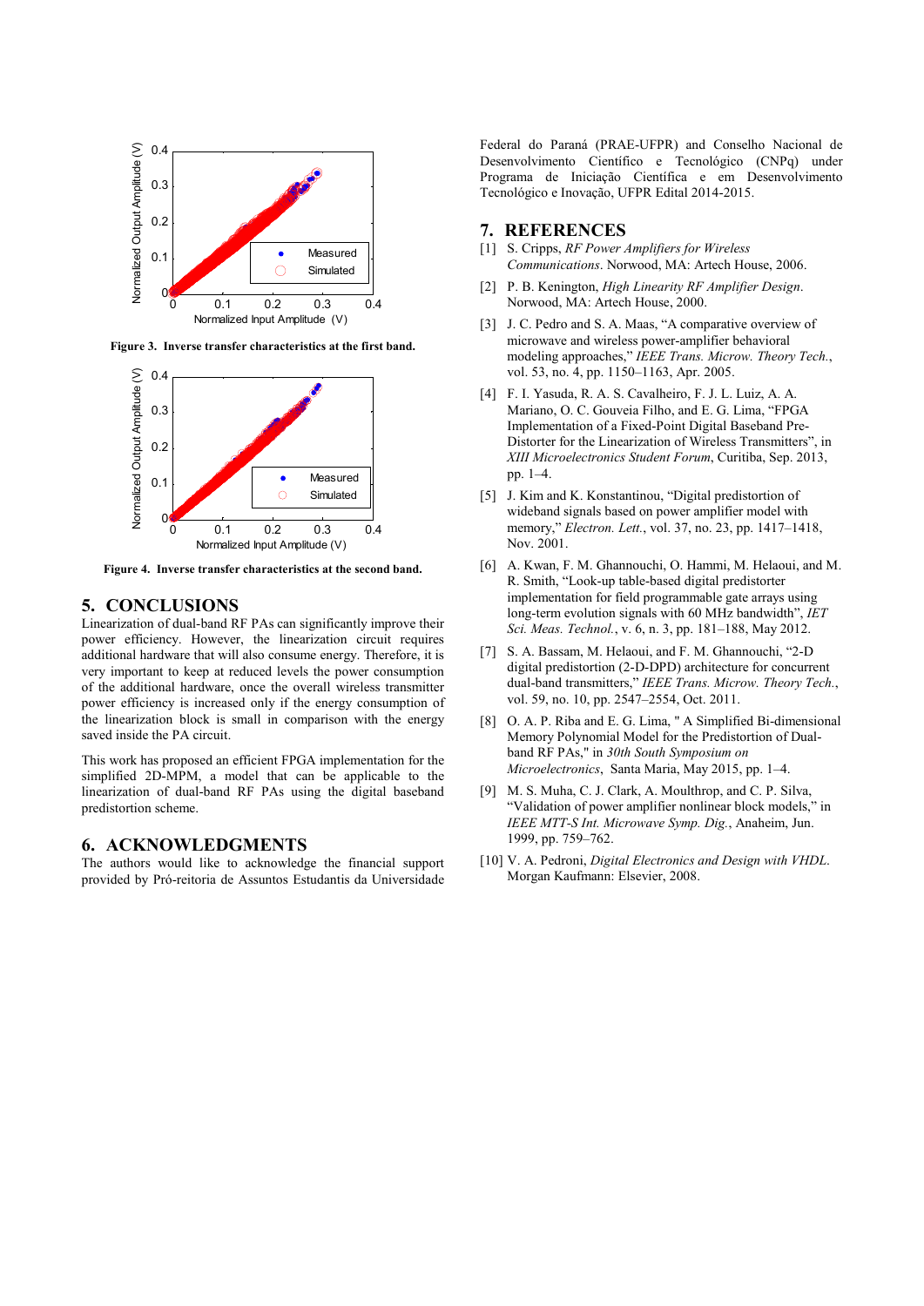Normalized Output Amplitude (V)

0.4

0.3

0.2

0.1

0

0

0.1

0.2

0.3

0.4

Normalized Input Amplitude (V)

Measured

Simulated

**Figure 3. Inverse transfer characteristics at the first band.**

Normalized Output Amplitude (V)

0.4

0.3

0.2

0.1

0

0

0.1

0.2

0.3

0.4

Normalized Input Amplitude (V)

Measured

Simulated

**Figure 4. Inverse transfer characteristics at the second band.**

## 5. CONCLUSIONS

Linearization of dual-band RF PAs can significantly improve their power efficiency. However, the linearization circuit requires additional hardware that will also consume energy. Therefore, it is very important to keep at reduced levels the power consumption of the additional hardware, once the overall wireless transmitter power efficiency is increased only if the energy consumption of the linearization block is small in comparison with the energy saved inside the PA circuit.

This work has proposed an efficient FPGA implementation for the simplified 2D-MPM, a model that can be applicable to the linearization of dual-band RF PAs using the digital baseband predistortion scheme.

## 6. ACKNOWLEDGMENTS

The authors would like to acknowledge the financial support provided by Pró-reitoria de Assuntos Estudantis da Universidade Federal do Paraná (PRAE-UFPR) and Conselho Nacional de Desenvolvimento Científico e Tecnológico (CNPq) under Programa de Iniciação Científica e em Desenvolvimento Tecnológico e Inovação, UFPR Edital 2014-2015.

## 7. REFERENCES

[1] S. Cripps, *RF Power Amplifiers for Wireless Communications*. Norwood, MA: Artech House, 2006.

[2] P. B. Kenington, *High Linearity RF Amplifier Design*. Norwood, MA: Artech House, 2000.

[3] J. C. Pedro and S. A. Maas, "A comparative overview of microwave and wireless power-amplifier behavioral modeling approaches," *IEEE Trans. Microw. Theory Tech.*, vol. 53, no. 4, pp. 1150–1163, Apr. 2005.

[4] F. I. Yasuda, R. A. S. Cavalheiro, F. J. L. Luiz, A. A. Mariano, O. C. Gouveia Filho, and E. G. Lima, "FPGA Implementation of a Fixed-Point Digital Baseband Pre-Distorter for the Linearization of Wireless Transmitters", in *XIII Microelectronics Student Forum*, Curitiba, Sep. 2013, pp. 1–4.

[5] J. Kim and K. Konstantinou, "Digital predistortion of wideband signals based on power amplifier model with memory," *Electron. Lett.*, vol. 37, no. 23, pp. 1417–1418, Nov. 2001.

[6] A. Kwan, F. M. Ghannouchi, O. Hammi, M. Helaoui, and M. R. Smith, "Look-up table-based digital predistorter implementation for field programmable gate arrays using long-term evolution signals with 60 MHz bandwidth", *IET Sci. Meas. Technol.*, v. 6, n. 3, pp. 181–188, May 2012.

[7] S. A. Bassam, M. Helaoui, and F. M. Ghannouchi, "2-D digital predistortion (2-D-DPD) architecture for concurrent dual-band transmitters," *IEEE Trans. Microw. Theory Tech.*, vol. 59, no. 10, pp. 2547–2554, Oct. 2011.

[8] O. A. P. Riba and E. G. Lima, " A Simplified Bi-dimensional Memory Polynomial Model for the Predistortion of Dual-band RF PAs," in *30th South Symposium on Microelectronics*, Santa Maria, May 2015, pp. 1–4.

[9] M. S. Muha, C. J. Clark, A. Moulthrop, and C. P. Silva, "Validation of power amplifier nonlinear block models," in *IEEE MTT-S Int. Microwave Symp. Dig.*, Anaheim, Jun. 1999, pp. 759–762.

[10] V. A. Pedroni, *Digital Electronics and Design with VHDL*. Morgan Kaufmann: Elsevier, 2008.